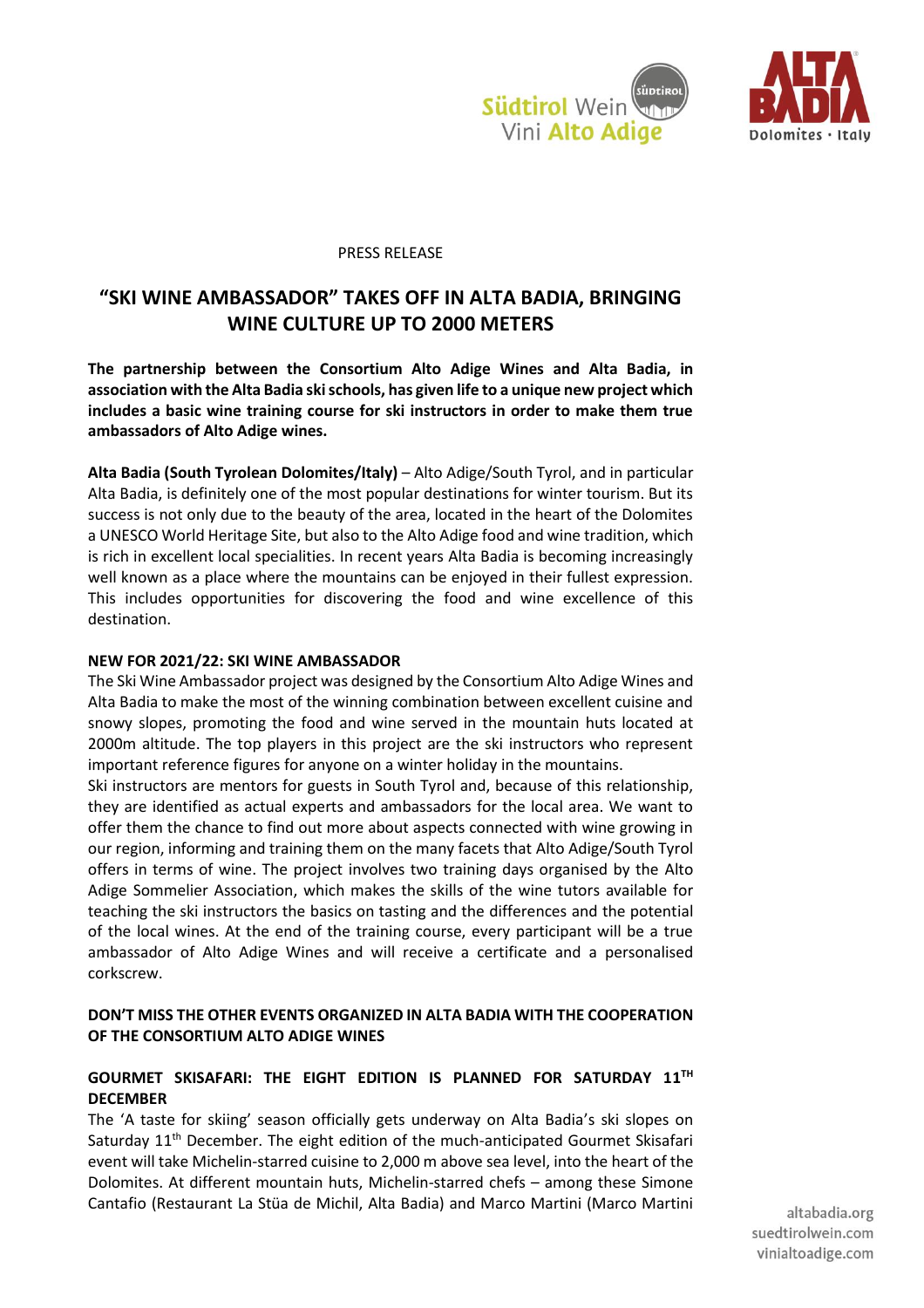PRESS RELEASE

# "SKI WINE AMBASSADOR" TAKES OFF IN ALTA BADIA, BRINGING WINE CULTURE UP TO 2000 METERS

**The partnership between the Consortium Alto Adige Wines and Alta Badia, in association with the Alta Badia ski schools, has given life to a unique new project which includes a basic wine training course for ski instructors in order to make them true ambassadors of Alto Adige wines.**

**Alta Badia (South Tyrolean Dolomites/Italy)** – Alto Adige/South Tyrol, and in particular Alta Badia, is definitely one of the most popular destinations for winter tourism. But its success is not only due to the beauty of the area, located in the heart of the Dolomites a UNESCO World Heritage Site, but also to the Alto Adige food and wine tradition, which is rich in excellent local specialities. In recent years Alta Badia is becoming increasingly well known as a place where the mountains can be enjoyed in their fullest expression. This includes opportunities for discovering the food and wine excellence of this destination.

## NEW FOR 2021/22: SKI WINE AMBASSADOR

The Ski Wine Ambassador project was designed by the Consortium Alto Adige Wines and Alta Badia to make the most of the winning combination between excellent cuisine and snowy slopes, promoting the food and wine served in the mountain huts located at 2000m altitude. The top players in this project are the ski instructors who represent important reference figures for anyone on a winter holiday in the mountains.

Ski instructors are mentors for guests in South Tyrol and, because of this relationship, they are identified as actual experts and ambassadors for the local area. We want to offer them the chance to find out more about aspects connected with wine growing in our region, informing and training them on the many facets that Alto Adige/South Tyrol offers in terms of wine. The project involves two training days organised by the Alto Adige Sommelier Association, which makes the skills of the wine tutors available for teaching the ski instructors the basics on tasting and the differences and the potential of the local wines. At the end of the training course, every participant will be a true ambassador of Alto Adige Wines and will receive a certificate and a personalised corkscrew.

## DON'T MISS THE OTHER EVENTS ORGANIZED IN ALTA BADIA WITH THE COOPERATION OF THE CONSORTIUM ALTO ADIGE WINES

## GOURMET SKISAFARI: THE EIGHT EDITION IS PLANNED FOR SATURDAY 11TH DECEMBER

The 'A taste for skiing' season officially gets underway on Alta Badia's ski slopes on Saturday 11th December. The eight edition of the much-anticipated Gourmet Skisafari event will take Michelin-starred cuisine to 2,000 m above sea level, into the heart of the Dolomites. At different mountain huts, Michelin-starred chefs – among these Simone Cantafio (Restaurant La Stüa de Michil, Alta Badia) and Marco Martini (Marco Martini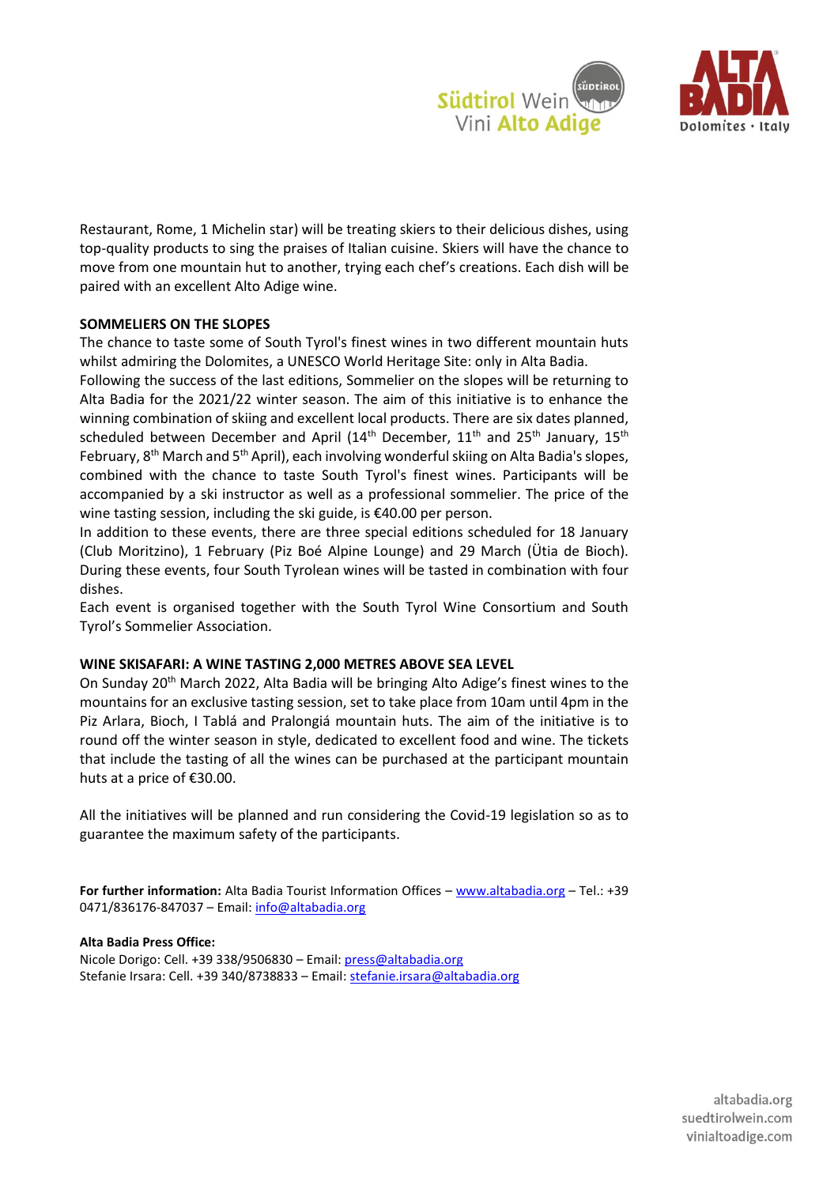Restaurant, Rome, 1 Michelin star) will be treating skiers to their delicious dishes, using top-quality products to sing the praises of Italian cuisine. Skiers will have the chance to move from one mountain hut to another, trying each chef's creations. Each dish will be paired with an excellent Alto Adige wine.

**SOMMELIERS ON THE SLOPES**

The chance to taste some of South Tyrol's finest wines in two different mountain huts whilst admiring the Dolomites, a UNESCO World Heritage Site: only in Alta Badia.
Following the success of the last editions, Sommelier on the slopes will be returning to Alta Badia for the 2021/22 winter season. The aim of this initiative is to enhance the winning combination of skiing and excellent local products. There are six dates planned, scheduled between December and April (14th December, 11th and 25th January, 15th February, 8th March and 5th April), each involving wonderful skiing on Alta Badia's slopes, combined with the chance to taste South Tyrol's finest wines. Participants will be accompanied by a ski instructor as well as a professional sommelier. The price of the wine tasting session, including the ski guide, is €40.00 per person.
In addition to these events, there are three special editions scheduled for 18 January (Club Moritzino), 1 February (Piz Boé Alpine Lounge) and 29 March (Ütia de Bioch). During these events, four South Tyrolean wines will be tasted in combination with four dishes.
Each event is organised together with the South Tyrol Wine Consortium and South Tyrol's Sommelier Association.

**WINE SKISAFARI: A WINE TASTING 2,000 METRES ABOVE SEA LEVEL**

On Sunday 20th March 2022, Alta Badia will be bringing Alto Adige's finest wines to the mountains for an exclusive tasting session, set to take place from 10am until 4pm in the Piz Arlara, Bioch, I Tablá and Pralongiá mountain huts. The aim of the initiative is to round off the winter season in style, dedicated to excellent food and wine. The tickets that include the tasting of all the wines can be purchased at the participant mountain huts at a price of €30.00.

All the initiatives will be planned and run considering the Covid-19 legislation so as to guarantee the maximum safety of the participants.

**For further information:** Alta Badia Tourist Information Offices – www.altabadia.org – Tel.: +39 0471/836176-847037 – Email: info@altabadia.org

**Alta Badia Press Office:**
Nicole Dorigo: Cell. +39 338/9506830 – Email: press@altabadia.org
Stefanie Irsara: Cell. +39 340/8738833 – Email: stefanie.irsara@altabadia.org